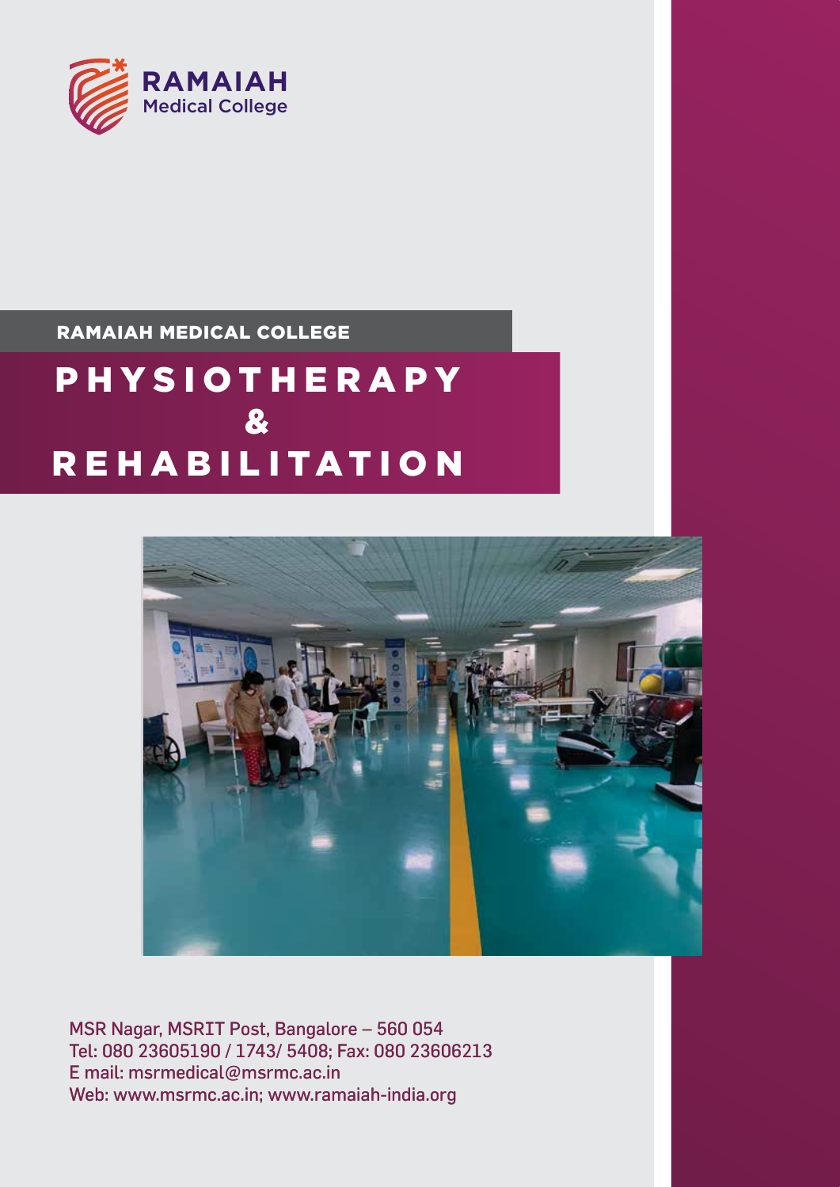RAMAIAH
Medical College

RAMAIAH MEDICAL COLLEGE

# PHYSIOTHERAPY & REHABILITATION

MSR Nagar, MSRIT Post, Bangalore – 560 054
Tel: 080 23605190 / 1743/ 5408; Fax: 080 23606213
E mail: msrmedical@msrmc.ac.in
Web: www.msrmc.ac.in; www.ramaiah-india.org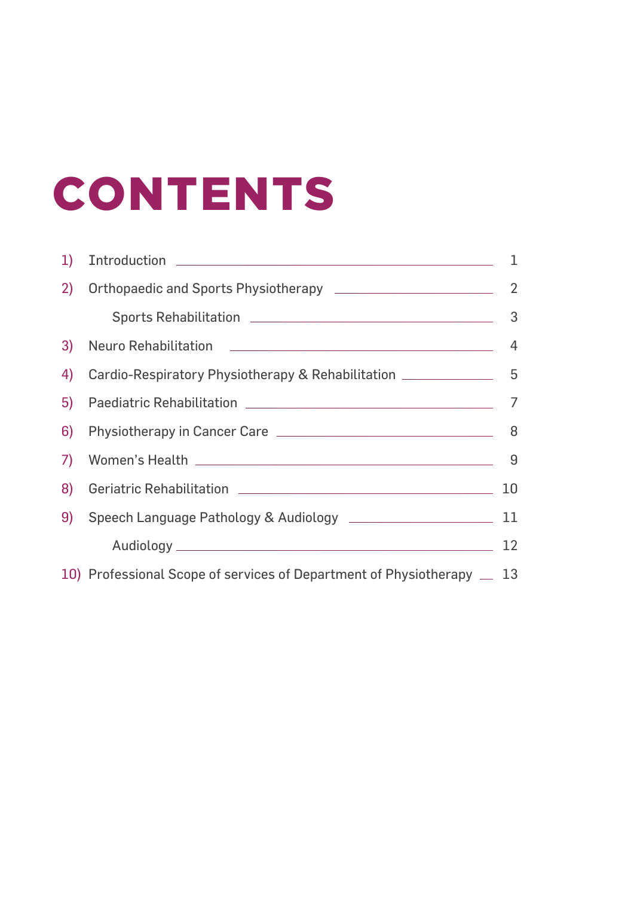# CONTENTS

1) Introduction — 1
2) Orthopaedic and Sports Physiotherapy — 2
   - Sports Rehabilitation — 3
3) Neuro Rehabilitation — 4
4) Cardio-Respiratory Physiotherapy & Rehabilitation — 5
5) Paediatric Rehabilitation — 7
6) Physiotherapy in Cancer Care — 8
7) Women's Health — 9
8) Geriatric Rehabilitation — 10
9) Speech Language Pathology & Audiology — 11
   - Audiology — 12
10) Professional Scope of services of Department of Physiotherapy — 13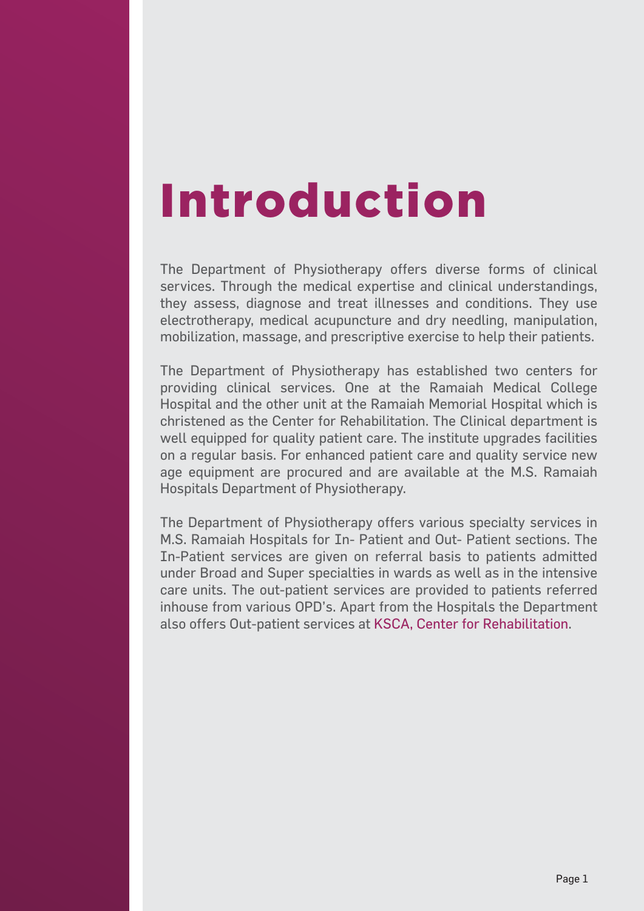# Introduction

The Department of Physiotherapy offers diverse forms of clinical services. Through the medical expertise and clinical understandings, they assess, diagnose and treat illnesses and conditions. They use electrotherapy, medical acupuncture and dry needling, manipulation, mobilization, massage, and prescriptive exercise to help their patients.

The Department of Physiotherapy has established two centers for providing clinical services. One at the Ramaiah Medical College Hospital and the other unit at the Ramaiah Memorial Hospital which is christened as the Center for Rehabilitation. The Clinical department is well equipped for quality patient care. The institute upgrades facilities on a regular basis. For enhanced patient care and quality service new age equipment are procured and are available at the M.S. Ramaiah Hospitals Department of Physiotherapy.

The Department of Physiotherapy offers various specialty services in M.S. Ramaiah Hospitals for In- Patient and Out- Patient sections. The In-Patient services are given on referral basis to patients admitted under Broad and Super specialties in wards as well as in the intensive care units. The out-patient services are provided to patients referred inhouse from various OPD's. Apart from the Hospitals the Department also offers Out-patient services at KSCA, Center for Rehabilitation.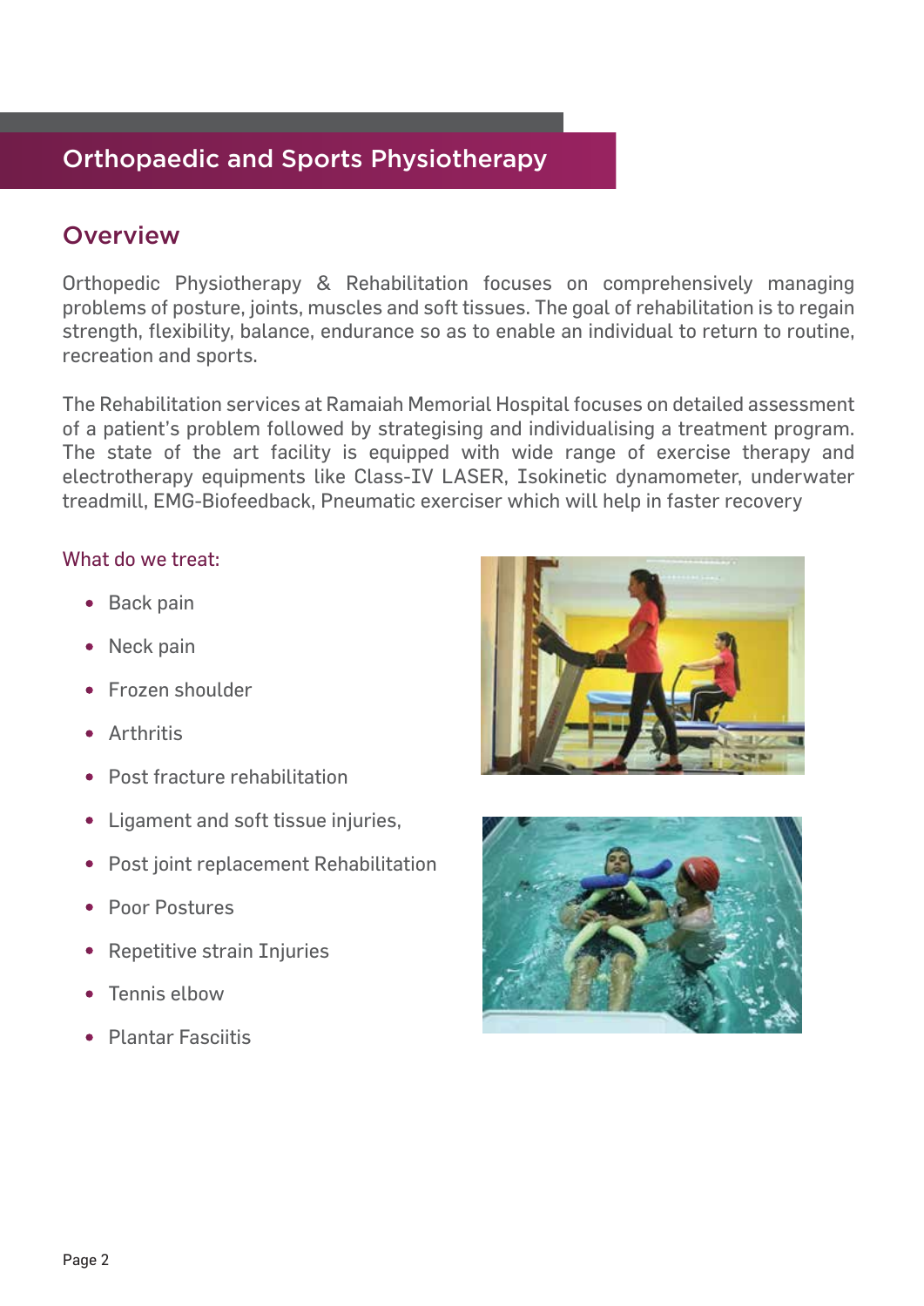# Orthopaedic and Sports Physiotherapy

## Overview

Orthopedic Physiotherapy & Rehabilitation focuses on comprehensively managing problems of posture, joints, muscles and soft tissues. The goal of rehabilitation is to regain strength, flexibility, balance, endurance so as to enable an individual to return to routine, recreation and sports.

The Rehabilitation services at Ramaiah Memorial Hospital focuses on detailed assessment of a patient's problem followed by strategising and individualising a treatment program. The state of the art facility is equipped with wide range of exercise therapy and electrotherapy equipments like Class-IV LASER, Isokinetic dynamometer, underwater treadmill, EMG-Biofeedback, Pneumatic exerciser which will help in faster recovery

### What do we treat:

- Back pain
- Neck pain
- Frozen shoulder
- Arthritis
- Post fracture rehabilitation
- Ligament and soft tissue injuries,
- Post joint replacement Rehabilitation
- Poor Postures
- Repetitive strain Injuries
- Tennis elbow
- Plantar Fasciitis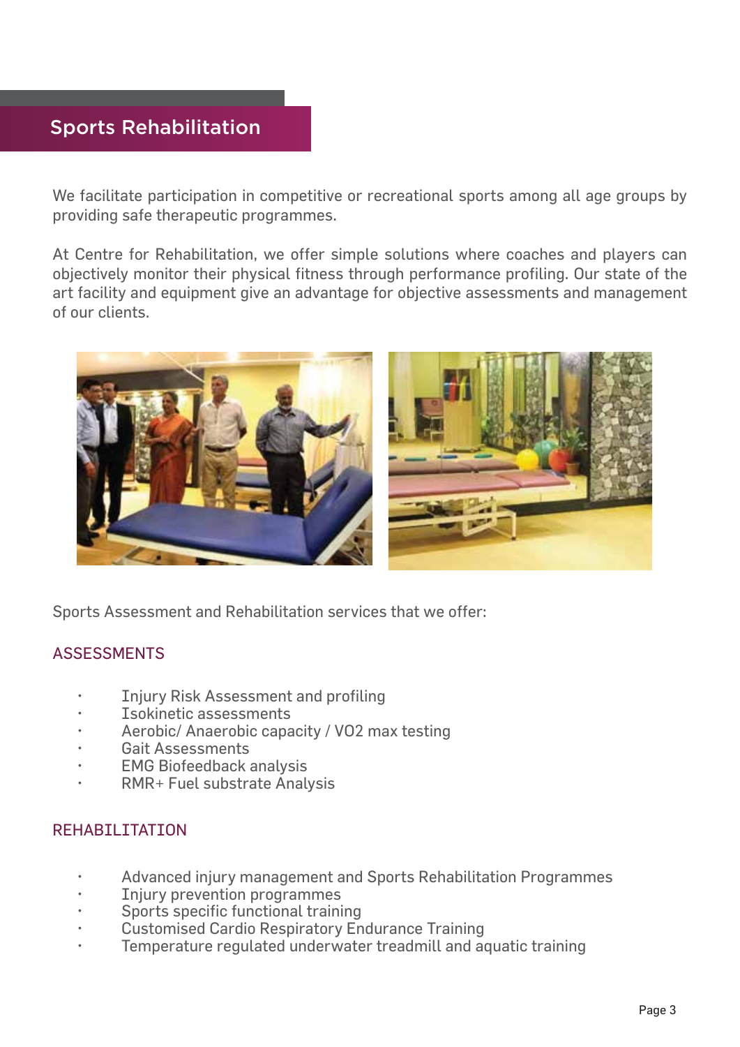## Sports Rehabilitation

We facilitate participation in competitive or recreational sports among all age groups by providing safe therapeutic programmes.

At Centre for Rehabilitation, we offer simple solutions where coaches and players can objectively monitor their physical fitness through performance profiling. Our state of the art facility and equipment give an advantage for objective assessments and management of our clients.

Sports Assessment and Rehabilitation services that we offer:

### ASSESSMENTS

- Injury Risk Assessment and profiling
- Isokinetic assessments
- Aerobic/ Anaerobic capacity / VO2 max testing
- Gait Assessments
- EMG Biofeedback analysis
- RMR+ Fuel substrate Analysis

### REHABILITATION

- Advanced injury management and Sports Rehabilitation Programmes
- Injury prevention programmes
- Sports specific functional training
- Customised Cardio Respiratory Endurance Training
- Temperature regulated underwater treadmill and aquatic training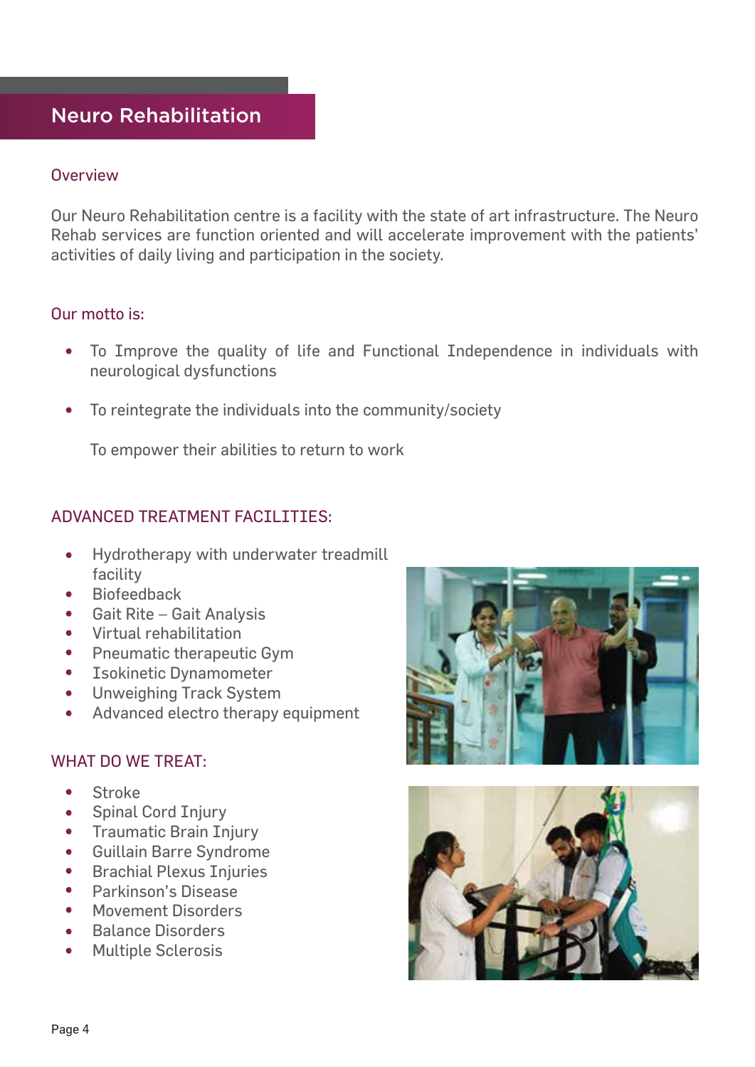# Neuro Rehabilitation

## Overview

Our Neuro Rehabilitation centre is a facility with the state of art infrastructure. The Neuro Rehab services are function oriented and will accelerate improvement with the patients' activities of daily living and participation in the society.

## Our motto is:

- To Improve the quality of life and Functional Independence in individuals with neurological dysfunctions
- To reintegrate the individuals into the community/society

  To empower their abilities to return to work

## ADVANCED TREATMENT FACILITIES:

- Hydrotherapy with underwater treadmill facility
- Biofeedback
- Gait Rite – Gait Analysis
- Virtual rehabilitation
- Pneumatic therapeutic Gym
- Isokinetic Dynamometer
- Unweighing Track System
- Advanced electro therapy equipment

## WHAT DO WE TREAT:

- Stroke
- Spinal Cord Injury
- Traumatic Brain Injury
- Guillain Barre Syndrome
- Brachial Plexus Injuries
- Parkinson's Disease
- Movement Disorders
- Balance Disorders
- Multiple Sclerosis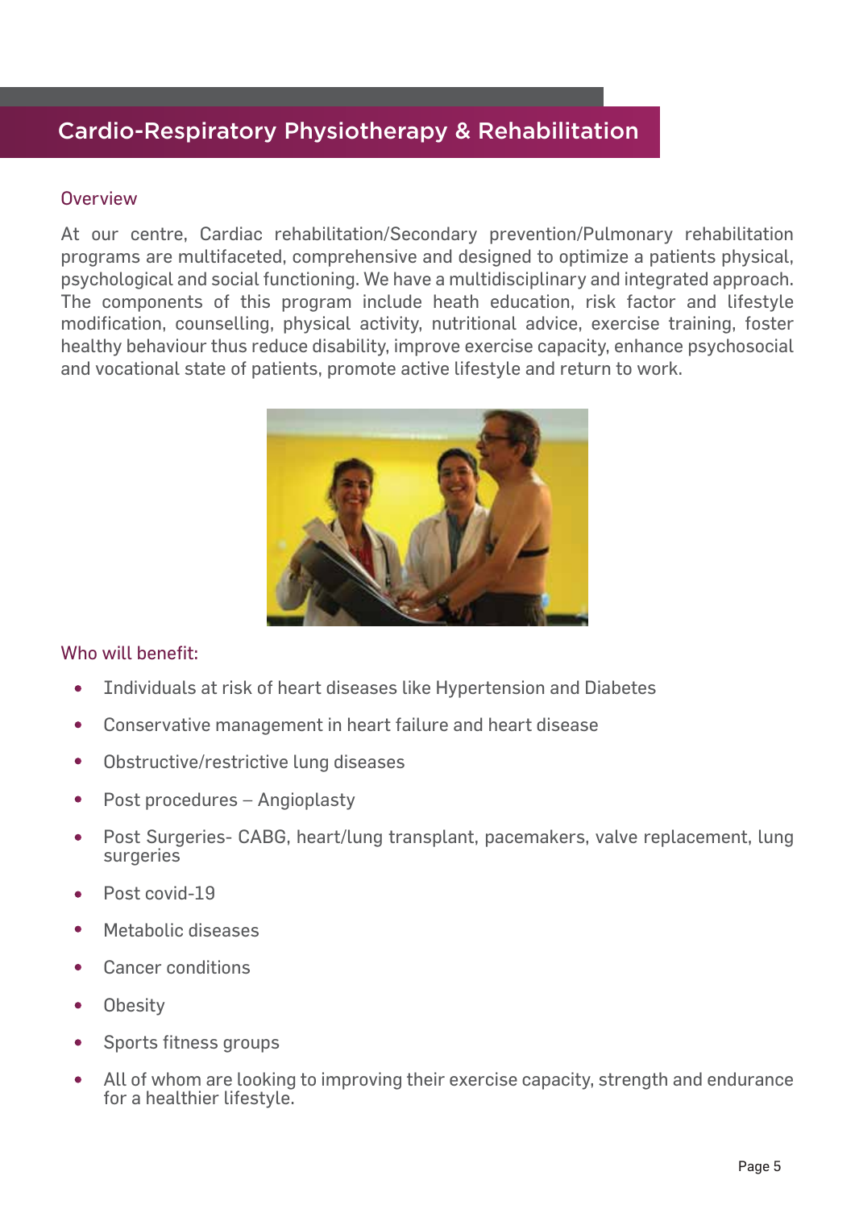# Cardio-Respiratory Physiotherapy & Rehabilitation

## Overview

At our centre, Cardiac rehabilitation/Secondary prevention/Pulmonary rehabilitation programs are multifaceted, comprehensive and designed to optimize a patients physical, psychological and social functioning. We have a multidisciplinary and integrated approach. The components of this program include heath education, risk factor and lifestyle modification, counselling, physical activity, nutritional advice, exercise training, foster healthy behaviour thus reduce disability, improve exercise capacity, enhance psychosocial and vocational state of patients, promote active lifestyle and return to work.

## Who will benefit:

- Individuals at risk of heart diseases like Hypertension and Diabetes
- Conservative management in heart failure and heart disease
- Obstructive/restrictive lung diseases
- Post procedures – Angioplasty
- Post Surgeries- CABG, heart/lung transplant, pacemakers, valve replacement, lung surgeries
- Post covid-19
- Metabolic diseases
- Cancer conditions
- Obesity
- Sports fitness groups
- All of whom are looking to improving their exercise capacity, strength and endurance for a healthier lifestyle.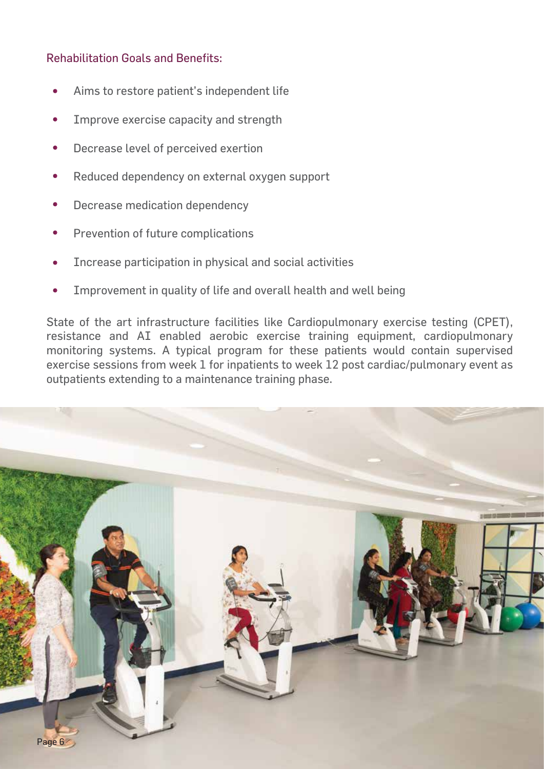### Rehabilitation Goals and Benefits:

- Aims to restore patient's independent life
- Improve exercise capacity and strength
- Decrease level of perceived exertion
- Reduced dependency on external oxygen support
- Decrease medication dependency
- Prevention of future complications
- Increase participation in physical and social activities
- Improvement in quality of life and overall health and well being

State of the art infrastructure facilities like Cardiopulmonary exercise testing (CPET), resistance and AI enabled aerobic exercise training equipment, cardiopulmonary monitoring systems. A typical program for these patients would contain supervised exercise sessions from week 1 for inpatients to week 12 post cardiac/pulmonary event as outpatients extending to a maintenance training phase.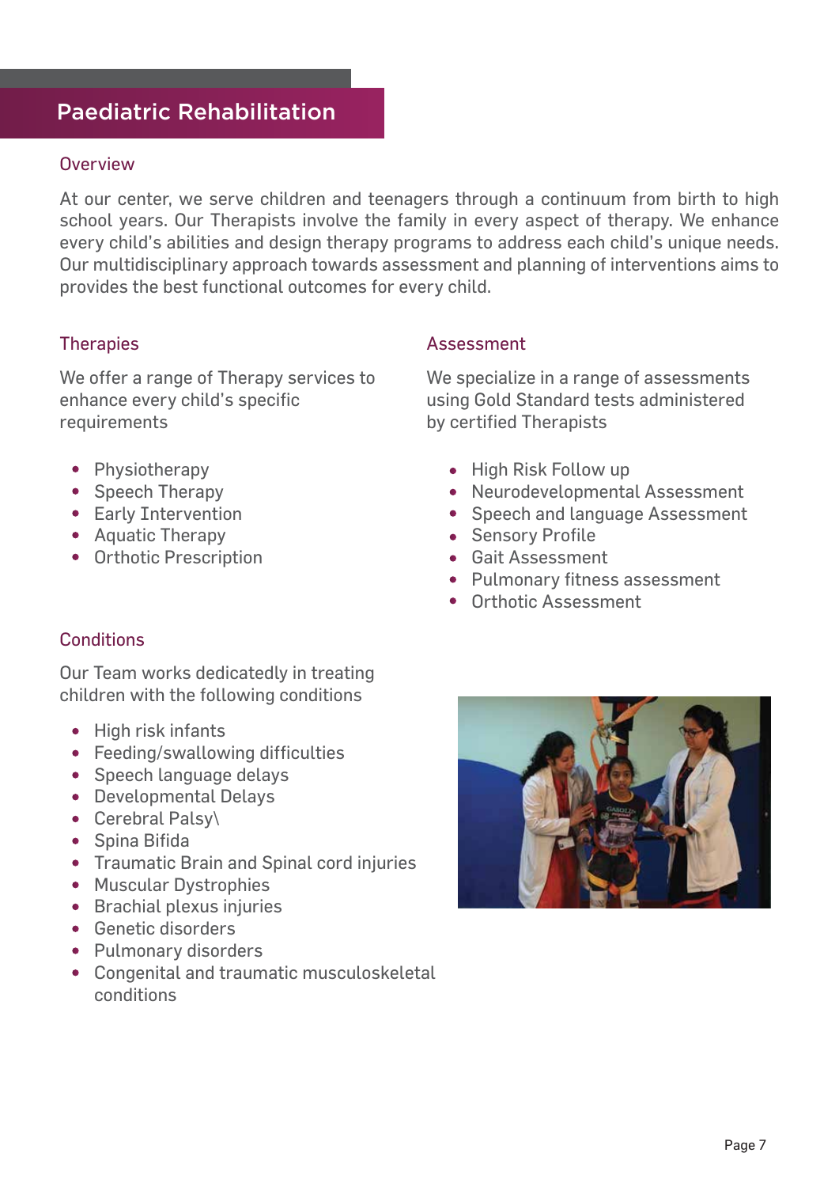# Paediatric Rehabilitation

## Overview

At our center, we serve children and teenagers through a continuum from birth to high school years. Our Therapists involve the family in every aspect of therapy. We enhance every child's abilities and design therapy programs to address each child's unique needs. Our multidisciplinary approach towards assessment and planning of interventions aims to provides the best functional outcomes for every child.

## Therapies

We offer a range of Therapy services to enhance every child's specific requirements

- Physiotherapy
- Speech Therapy
- Early Intervention
- Aquatic Therapy
- Orthotic Prescription

## Assessment

We specialize in a range of assessments using Gold Standard tests administered by certified Therapists

- High Risk Follow up
- Neurodevelopmental Assessment
- Speech and language Assessment
- Sensory Profile
- Gait Assessment
- Pulmonary fitness assessment
- Orthotic Assessment

## Conditions

Our Team works dedicatedly in treating children with the following conditions

- High risk infants
- Feeding/swallowing difficulties
- Speech language delays
- Developmental Delays
- Cerebral Palsy\
- Spina Bifida
- Traumatic Brain and Spinal cord injuries
- Muscular Dystrophies
- Brachial plexus injuries
- Genetic disorders
- Pulmonary disorders
- Congenital and traumatic musculoskeletal conditions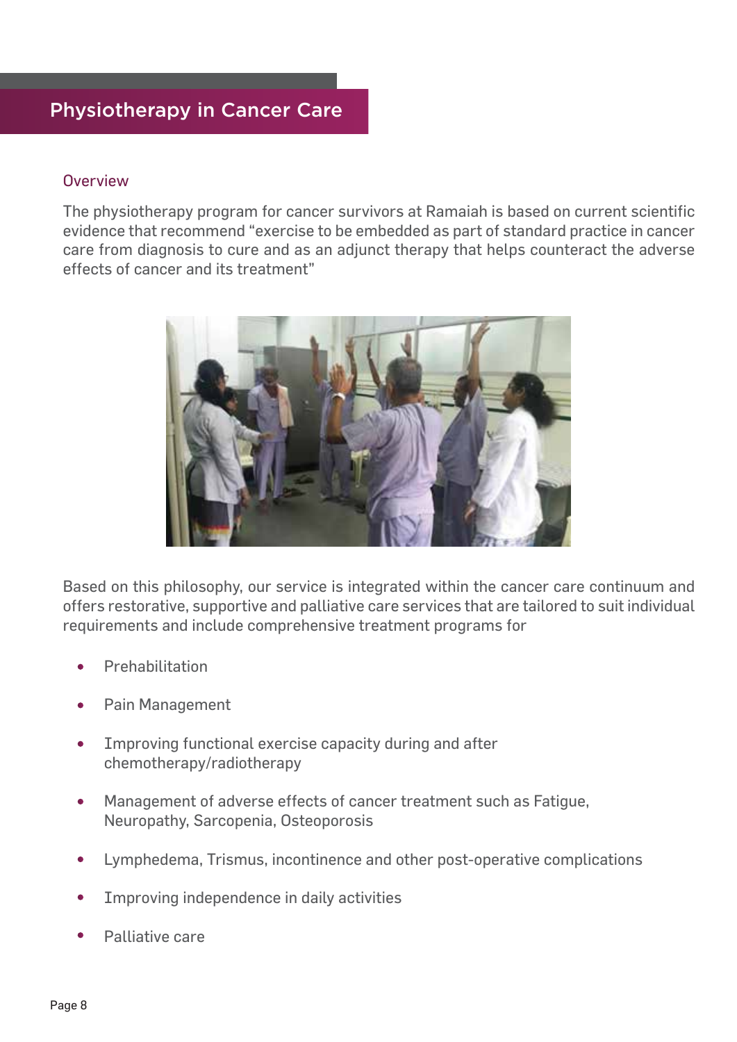# Physiotherapy in Cancer Care

## Overview

The physiotherapy program for cancer survivors at Ramaiah is based on current scientific evidence that recommend "exercise to be embedded as part of standard practice in cancer care from diagnosis to cure and as an adjunct therapy that helps counteract the adverse effects of cancer and its treatment"

Based on this philosophy, our service is integrated within the cancer care continuum and offers restorative, supportive and palliative care services that are tailored to suit individual requirements and include comprehensive treatment programs for

- Prehabilitation
- Pain Management
- Improving functional exercise capacity during and after chemotherapy/radiotherapy
- Management of adverse effects of cancer treatment such as Fatigue, Neuropathy, Sarcopenia, Osteoporosis
- Lymphedema, Trismus, incontinence and other post-operative complications
- Improving independence in daily activities
- Palliative care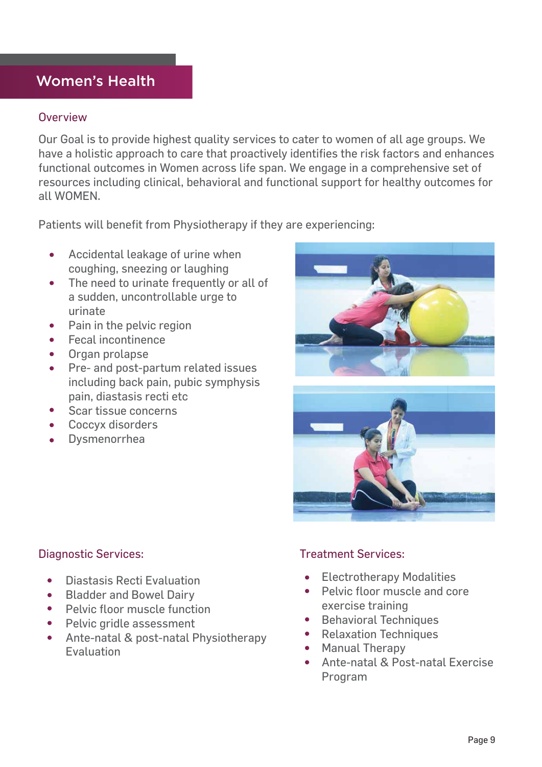# Women's Health

## Overview

Our Goal is to provide highest quality services to cater to women of all age groups. We have a holistic approach to care that proactively identifies the risk factors and enhances functional outcomes in Women across life span. We engage in a comprehensive set of resources including clinical, behavioral and functional support for healthy outcomes for all WOMEN.

Patients will benefit from Physiotherapy if they are experiencing:

- Accidental leakage of urine when coughing, sneezing or laughing
- The need to urinate frequently or all of a sudden, uncontrollable urge to urinate
- Pain in the pelvic region
- Fecal incontinence
- Organ prolapse
- Pre- and post-partum related issues including back pain, pubic symphysis pain, diastasis recti etc
- Scar tissue concerns
- Coccyx disorders
- Dysmenorrhea

## Diagnostic Services:

- Diastasis Recti Evaluation
- Bladder and Bowel Dairy
- Pelvic floor muscle function
- Pelvic gridle assessment
- Ante-natal & post-natal Physiotherapy Evaluation

## Treatment Services:

- Electrotherapy Modalities
- Pelvic floor muscle and core exercise training
- Behavioral Techniques
- Relaxation Techniques
- Manual Therapy
- Ante-natal & Post-natal Exercise Program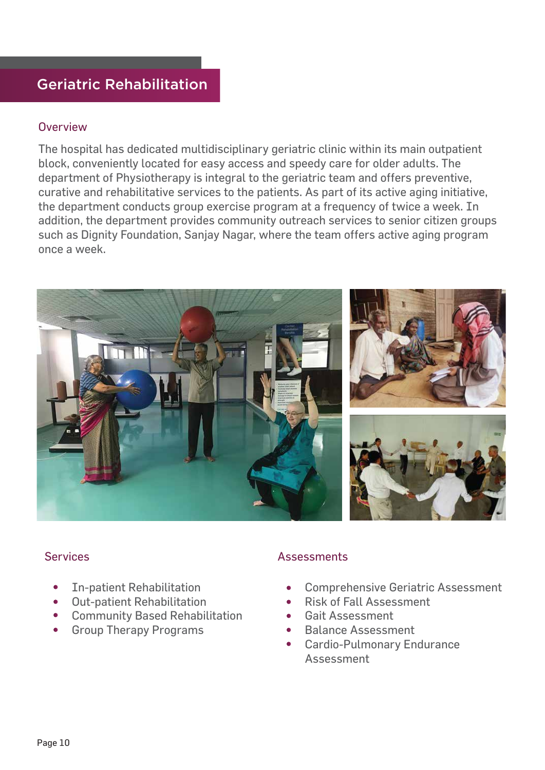# Geriatric Rehabilitation

## Overview

The hospital has dedicated multidisciplinary geriatric clinic within its main outpatient block, conveniently located for easy access and speedy care for older adults. The department of Physiotherapy is integral to the geriatric team and offers preventive, curative and rehabilitative services to the patients. As part of its active aging initiative, the department conducts group exercise program at a frequency of twice a week. In addition, the department provides community outreach services to senior citizen groups such as Dignity Foundation, Sanjay Nagar, where the team offers active aging program once a week.

## Services

- In-patient Rehabilitation
- Out-patient Rehabilitation
- Community Based Rehabilitation
- Group Therapy Programs

## Assessments

- Comprehensive Geriatric Assessment
- Risk of Fall Assessment
- Gait Assessment
- Balance Assessment
- Cardio-Pulmonary Endurance Assessment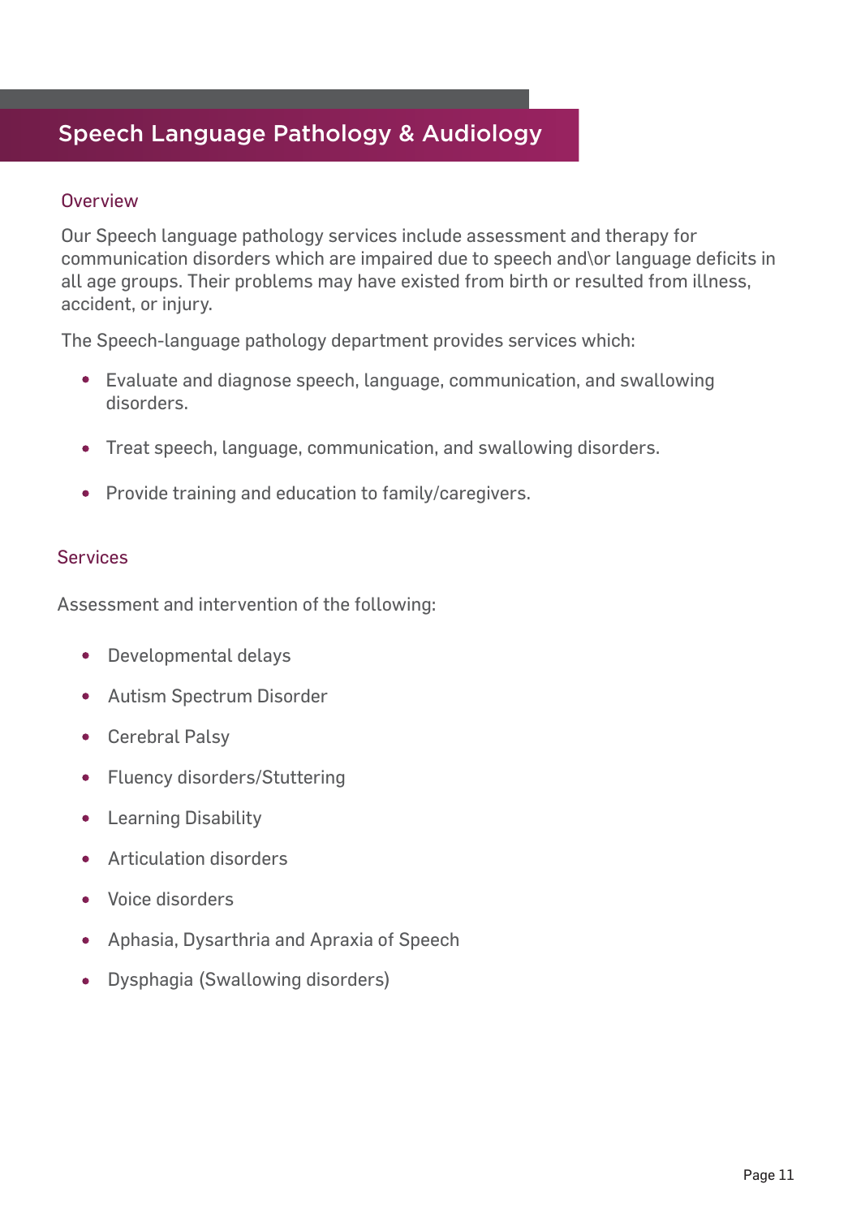# Speech Language Pathology & Audiology

## Overview

Our Speech language pathology services include assessment and therapy for communication disorders which are impaired due to speech and\or language deficits in all age groups. Their problems may have existed from birth or resulted from illness, accident, or injury.

The Speech-language pathology department provides services which:

- Evaluate and diagnose speech, language, communication, and swallowing disorders.
- Treat speech, language, communication, and swallowing disorders.
- Provide training and education to family/caregivers.

## Services

Assessment and intervention of the following:

- Developmental delays
- Autism Spectrum Disorder
- Cerebral Palsy
- Fluency disorders/Stuttering
- Learning Disability
- Articulation disorders
- Voice disorders
- Aphasia, Dysarthria and Apraxia of Speech
- Dysphagia (Swallowing disorders)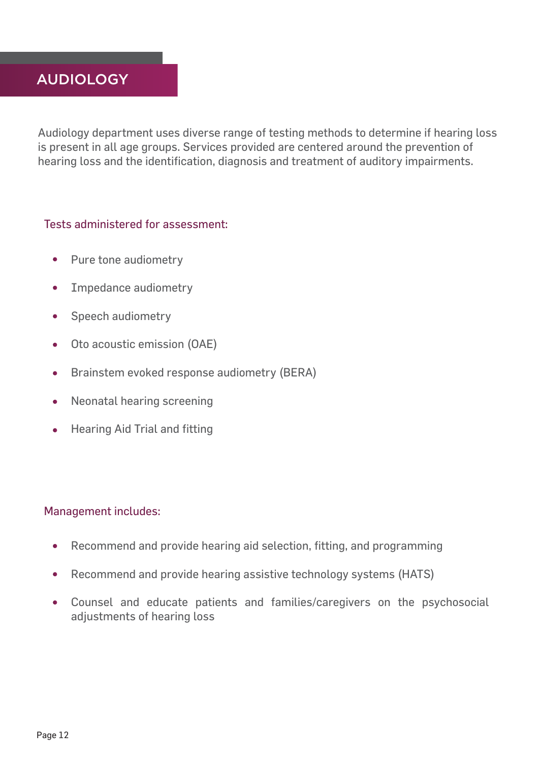# AUDIOLOGY

Audiology department uses diverse range of testing methods to determine if hearing loss is present in all age groups. Services provided are centered around the prevention of hearing loss and the identification, diagnosis and treatment of auditory impairments.

### Tests administered for assessment:

- Pure tone audiometry
- Impedance audiometry
- Speech audiometry
- Oto acoustic emission (OAE)
- Brainstem evoked response audiometry (BERA)
- Neonatal hearing screening
- Hearing Aid Trial and fitting

### Management includes:

- Recommend and provide hearing aid selection, fitting, and programming
- Recommend and provide hearing assistive technology systems (HATS)
- Counsel and educate patients and families/caregivers on the psychosocial adjustments of hearing loss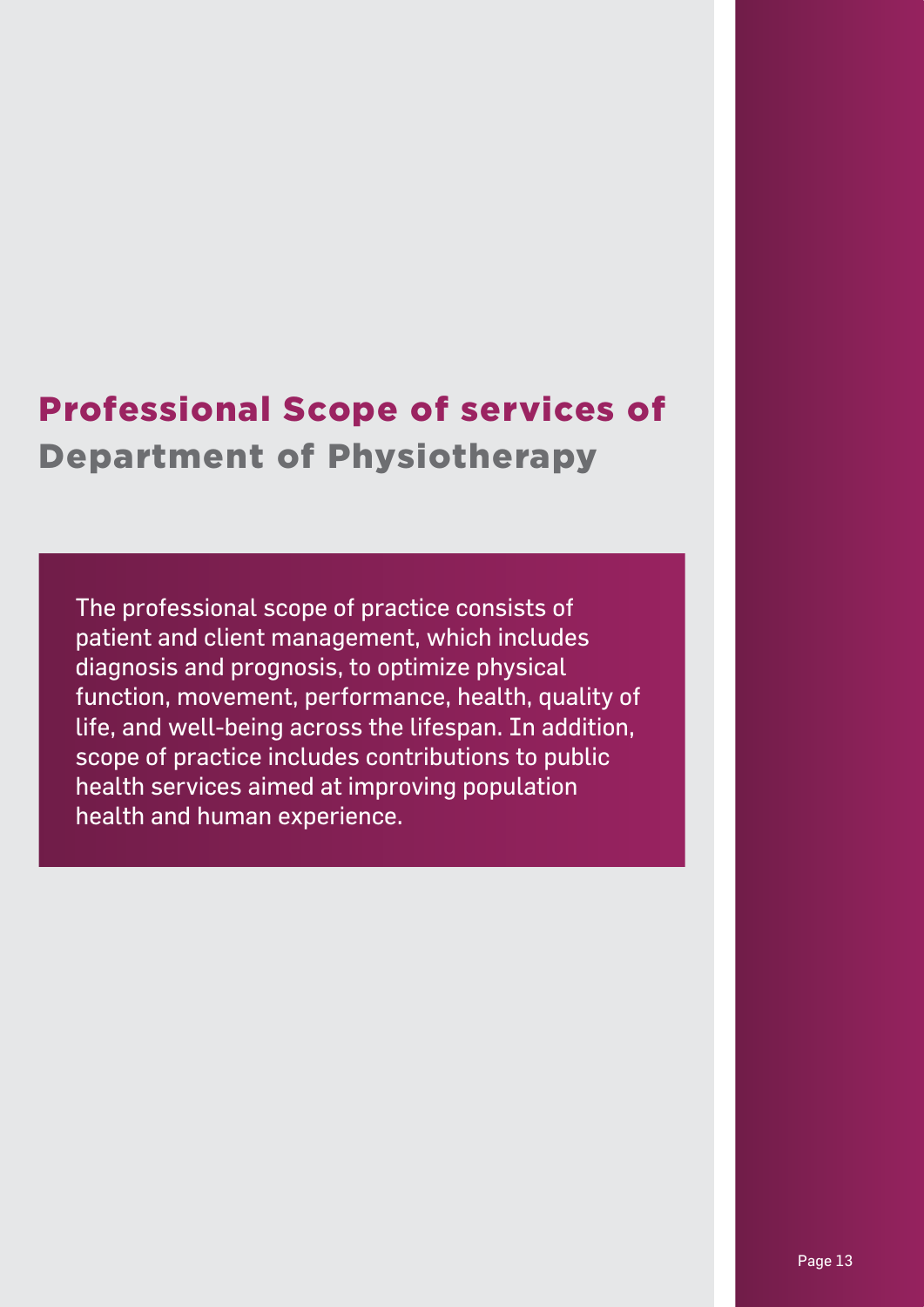# Professional Scope of services of Department of Physiotherapy

The professional scope of practice consists of patient and client management, which includes diagnosis and prognosis, to optimize physical function, movement, performance, health, quality of life, and well-being across the lifespan. In addition, scope of practice includes contributions to public health services aimed at improving population health and human experience.